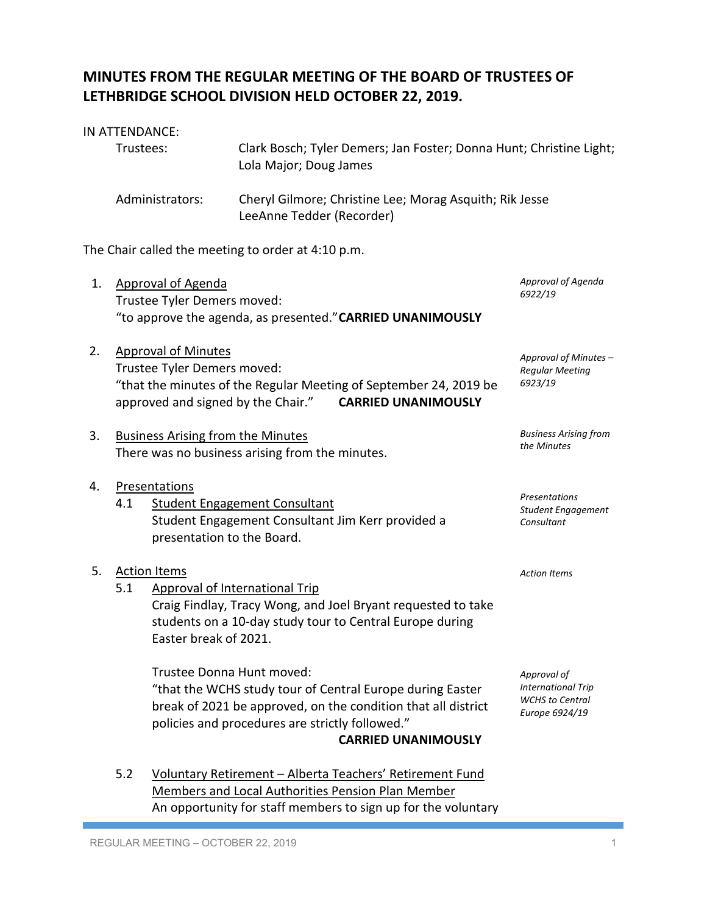# MINUTES FROM THE REGULAR MEETING OF THE BOARD OF TRUSTEES OF LETHBRIDGE SCHOOL DIVISION HELD OCTOBER 22, 2019.

IN ATTENDANCE:

| | |
|---|---|
| Trustees: | Clark Bosch; Tyler Demers; Jan Foster; Donna Hunt; Christine Light; Lola Major; Doug James |
| Administrators: | Cheryl Gilmore; Christine Lee; Morag Asquith; Rik Jesse LeeAnne Tedder (Recorder) |

The Chair called the meeting to order at 4:10 p.m.

1. Approval of Agenda

   *Approval of Agenda 6922/19*

   Trustee Tyler Demers moved:
   "to approve the agenda, as presented." **CARRIED UNANIMOUSLY**

2. Approval of Minutes

   *Approval of Minutes – Regular Meeting 6923/19*

   Trustee Tyler Demers moved:
   "that the minutes of the Regular Meeting of September 24, 2019 be approved and signed by the Chair." **CARRIED UNANIMOUSLY**

3. Business Arising from the Minutes

   *Business Arising from the Minutes*

   There was no business arising from the minutes.

4. Presentations

   *Presentations Student Engagement Consultant*

   4.1 Student Engagement Consultant
   Student Engagement Consultant Jim Kerr provided a presentation to the Board.

5. Action Items

   *Action Items*

   5.1 Approval of International Trip
   Craig Findlay, Tracy Wong, and Joel Bryant requested to take students on a 10-day study tour to Central Europe during Easter break of 2021.

   *Approval of International Trip WCHS to Central Europe 6924/19*

   Trustee Donna Hunt moved:
   "that the WCHS study tour of Central Europe during Easter break of 2021 be approved, on the condition that all district policies and procedures are strictly followed."
   **CARRIED UNANIMOUSLY**

   5.2 Voluntary Retirement – Alberta Teachers' Retirement Fund Members and Local Authorities Pension Plan Member
   An opportunity for staff members to sign up for the voluntary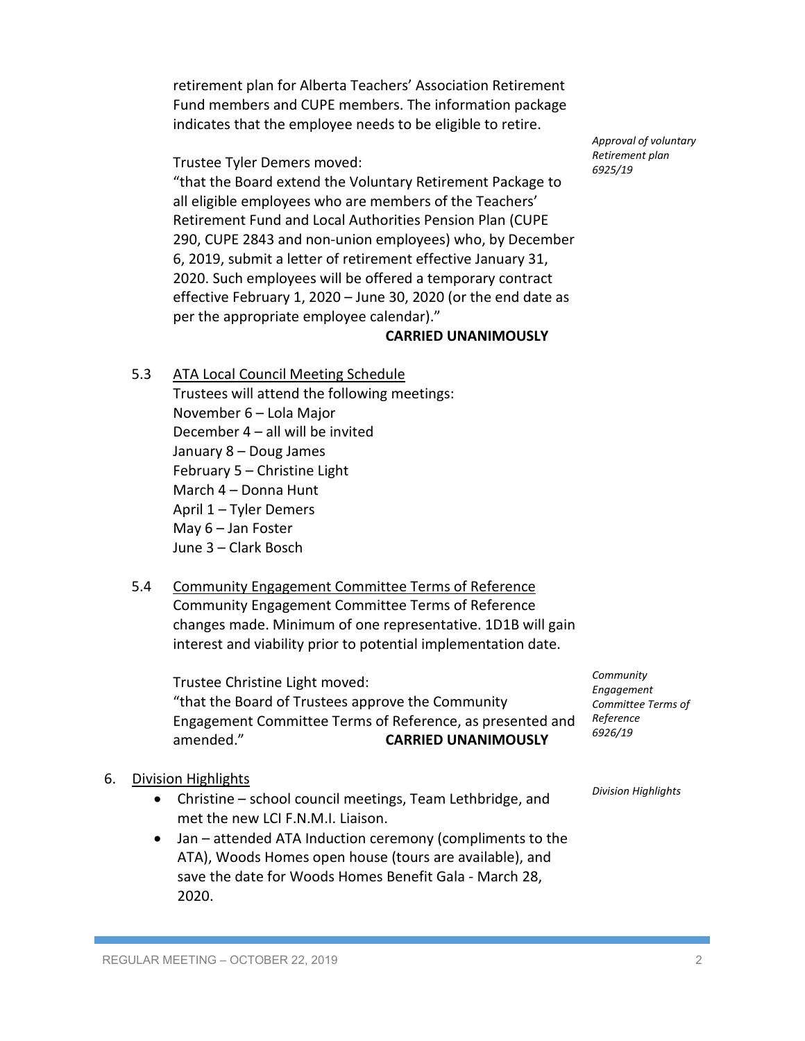retirement plan for Alberta Teachers' Association Retirement Fund members and CUPE members. The information package indicates that the employee needs to be eligible to retire.

*Approval of voluntary Retirement plan 6925/19*

Trustee Tyler Demers moved:
"that the Board extend the Voluntary Retirement Package to all eligible employees who are members of the Teachers' Retirement Fund and Local Authorities Pension Plan (CUPE 290, CUPE 2843 and non-union employees) who, by December 6, 2019, submit a letter of retirement effective January 31, 2020. Such employees will be offered a temporary contract effective February 1, 2020 – June 30, 2020 (or the end date as per the appropriate employee calendar)."
**CARRIED UNANIMOUSLY**

5.3 ATA Local Council Meeting Schedule

Trustees will attend the following meetings:
November 6 – Lola Major
December 4 – all will be invited
January 8 – Doug James
February 5 – Christine Light
March 4 – Donna Hunt
April 1 – Tyler Demers
May 6 – Jan Foster
June 3 – Clark Bosch

5.4 Community Engagement Committee Terms of Reference

Community Engagement Committee Terms of Reference changes made. Minimum of one representative. 1D1B will gain interest and viability prior to potential implementation date.

*Community Engagement Committee Terms of Reference 6926/19*

Trustee Christine Light moved:
"that the Board of Trustees approve the Community Engagement Committee Terms of Reference, as presented and amended." **CARRIED UNANIMOUSLY**

6. Division Highlights

*Division Highlights*

- Christine – school council meetings, Team Lethbridge, and met the new LCI F.N.M.I. Liaison.
- Jan – attended ATA Induction ceremony (compliments to the ATA), Woods Homes open house (tours are available), and save the date for Woods Homes Benefit Gala - March 28, 2020.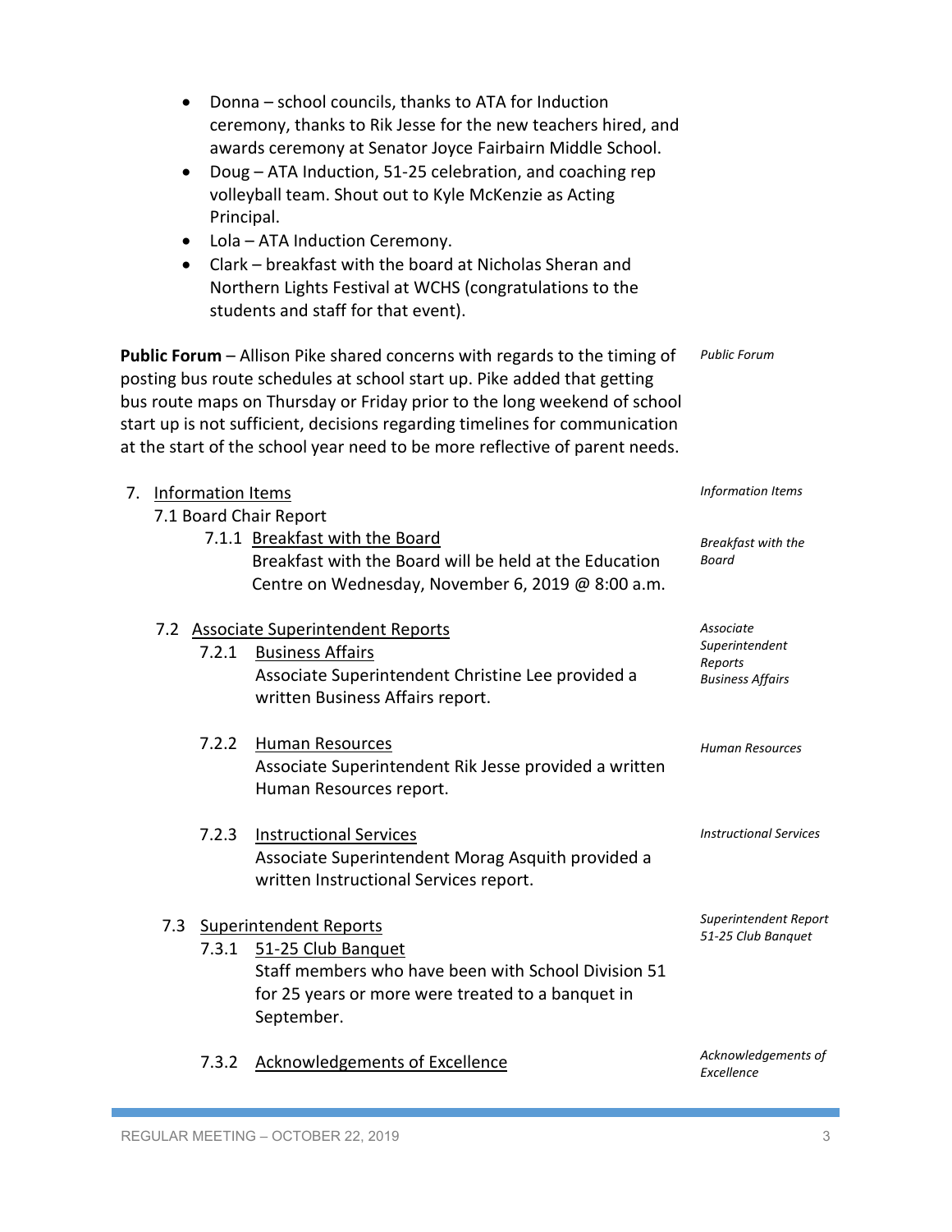- Donna – school councils, thanks to ATA for Induction ceremony, thanks to Rik Jesse for the new teachers hired, and awards ceremony at Senator Joyce Fairbairn Middle School.
- Doug – ATA Induction, 51-25 celebration, and coaching rep volleyball team. Shout out to Kyle McKenzie as Acting Principal.
- Lola – ATA Induction Ceremony.
- Clark – breakfast with the board at Nicholas Sheran and Northern Lights Festival at WCHS (congratulations to the students and staff for that event).

*Public Forum*

**Public Forum** – Allison Pike shared concerns with regards to the timing of posting bus route schedules at school start up. Pike added that getting bus route maps on Thursday or Friday prior to the long weekend of school start up is not sufficient, decisions regarding timelines for communication at the start of the school year need to be more reflective of parent needs.

*Information Items*

7. Information Items

7.1 Board Chair Report

*Breakfast with the Board*

7.1.1 Breakfast with the Board

Breakfast with the Board will be held at the Education Centre on Wednesday, November 6, 2019 @ 8:00 a.m.

*Associate Superintendent Reports Business Affairs*

7.2 Associate Superintendent Reports

7.2.1 Business Affairs

Associate Superintendent Christine Lee provided a written Business Affairs report.

*Human Resources*

7.2.2 Human Resources

Associate Superintendent Rik Jesse provided a written Human Resources report.

*Instructional Services*

7.2.3 Instructional Services

Associate Superintendent Morag Asquith provided a written Instructional Services report.

*Superintendent Report 51-25 Club Banquet*

7.3 Superintendent Reports

7.3.1 51-25 Club Banquet

Staff members who have been with School Division 51 for 25 years or more were treated to a banquet in September.

*Acknowledgements of Excellence*

7.3.2 Acknowledgements of Excellence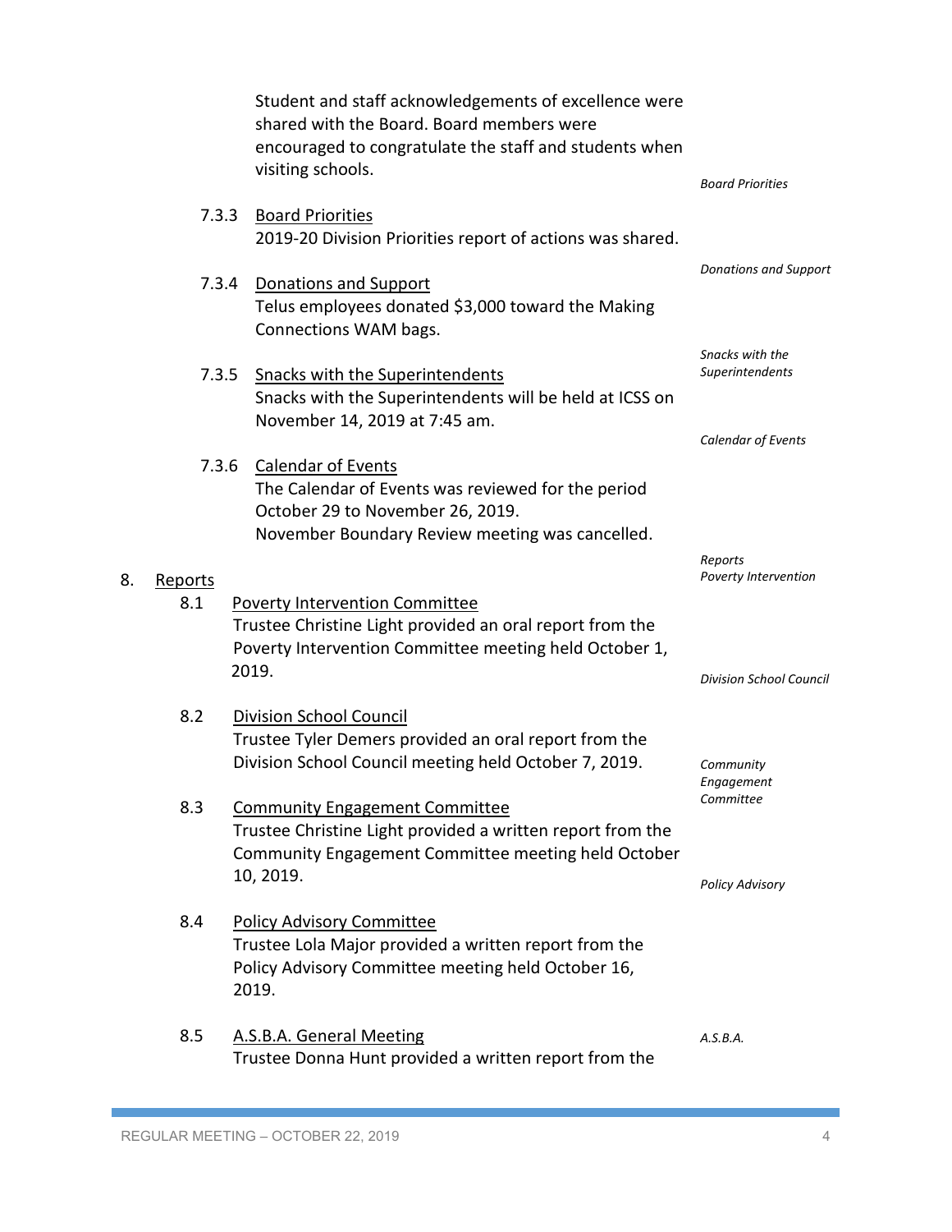Student and staff acknowledgements of excellence were shared with the Board. Board members were encouraged to congratulate the staff and students when visiting schools.

*Board Priorities*

7.3.3 Board Priorities
2019-20 Division Priorities report of actions was shared.

*Donations and Support*

7.3.4 Donations and Support
Telus employees donated $3,000 toward the Making Connections WAM bags.

*Snacks with the Superintendents*

7.3.5 Snacks with the Superintendents
Snacks with the Superintendents will be held at ICSS on November 14, 2019 at 7:45 am.

*Calendar of Events*

7.3.6 Calendar of Events
The Calendar of Events was reviewed for the period October 29 to November 26, 2019.
November Boundary Review meeting was cancelled.

*Reports*
*Poverty Intervention*

8. Reports

8.1 Poverty Intervention Committee
Trustee Christine Light provided an oral report from the Poverty Intervention Committee meeting held October 1, 2019.

*Division School Council*

8.2 Division School Council
Trustee Tyler Demers provided an oral report from the Division School Council meeting held October 7, 2019.

*Community Engagement Committee*

8.3 Community Engagement Committee
Trustee Christine Light provided a written report from the Community Engagement Committee meeting held October 10, 2019.

*Policy Advisory*

8.4 Policy Advisory Committee
Trustee Lola Major provided a written report from the Policy Advisory Committee meeting held October 16, 2019.

*A.S.B.A.*

8.5 A.S.B.A. General Meeting
Trustee Donna Hunt provided a written report from the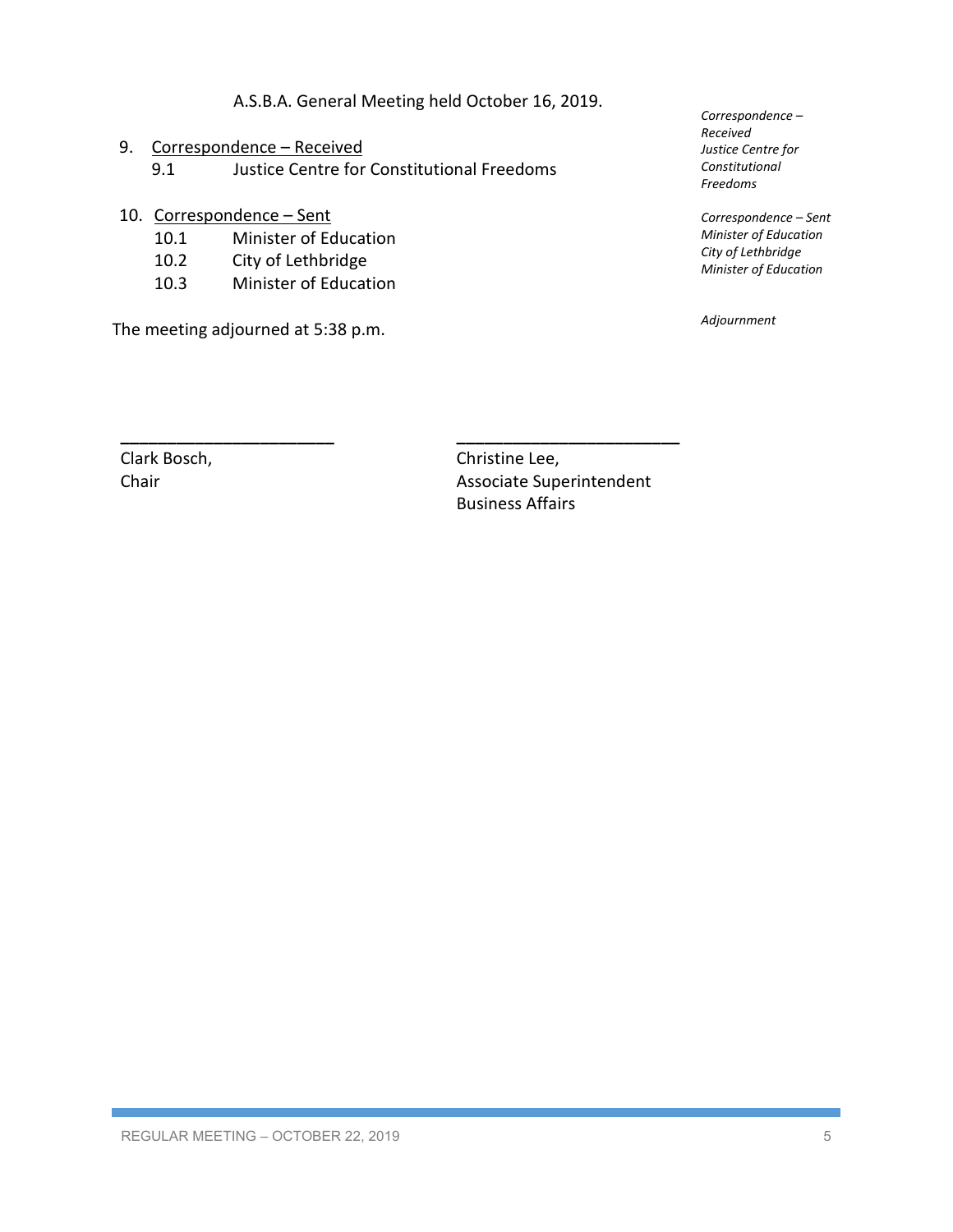A.S.B.A. General Meeting held October 16, 2019.

*Correspondence – Received*
*Justice Centre for Constitutional Freedoms*

9. Correspondence – Received
   - 9.1 Justice Centre for Constitutional Freedoms

*Correspondence – Sent*
*Minister of Education*
*City of Lethbridge*
*Minister of Education*

10. Correspondence – Sent
    - 10.1 Minister of Education
    - 10.2 City of Lethbridge
    - 10.3 Minister of Education

*Adjournment*

The meeting adjourned at 5:38 p.m.

\_\_\_\_\_\_\_\_\_\_\_\_\_\_\_\_\_\_\_\_\_\_\_\_
Clark Bosch,
Chair

\_\_\_\_\_\_\_\_\_\_\_\_\_\_\_\_\_\_\_\_\_\_\_\_
Christine Lee,
Associate Superintendent
Business Affairs